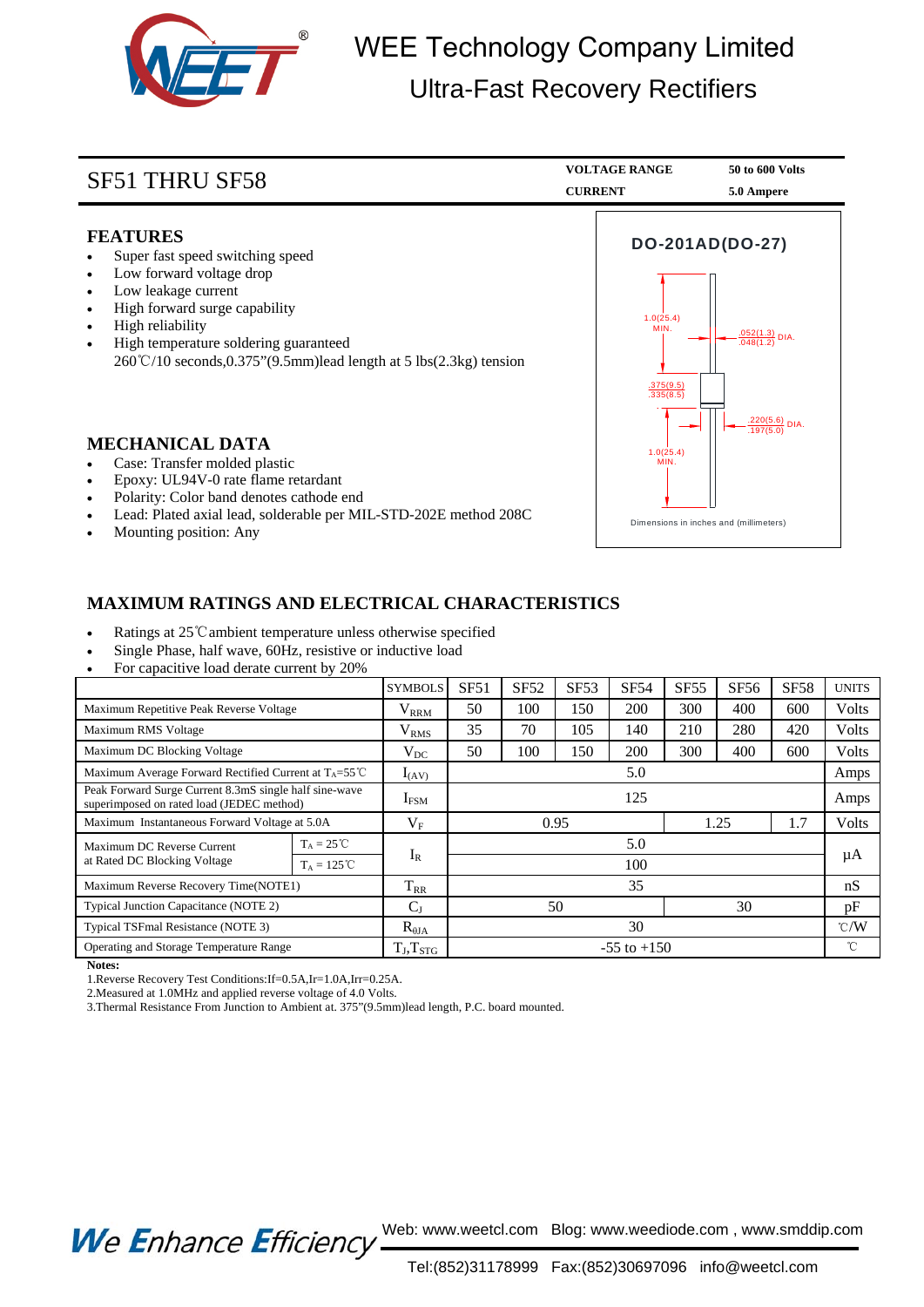# WEE Technology Company Limited

## Ultra-Fast Recovery Rectifiers

## SF51 THRU SF58

| VOLTAGE RANGE | 50 to 600 Volts |
|---|---|
| CURRENT | 5.0 Ampere |

### FEATURES

- Super fast speed switching speed
- Low forward voltage drop
- Low leakage current
- High forward surge capability
- High reliability
- High temperature soldering guaranteed
  260℃/10 seconds,0.375"(9.5mm)lead length at 5 lbs(2.3kg) tension

**DO-201AD(DO-27)**

1.0(25.4) MIN.
.052(1.3) / .048(1.2) DIA.
.375(9.5) / .335(8.5)
.220(5.6) / .197(5.0) DIA.
1.0(25.4) MIN.

Dimensions in inches and (millimeters)

### MECHANICAL DATA

- Case: Transfer molded plastic
- Epoxy: UL94V-0 rate flame retardant
- Polarity: Color band denotes cathode end
- Lead: Plated axial lead, solderable per MIL-STD-202E method 208C
- Mounting position: Any

### MAXIMUM RATINGS AND ELECTRICAL CHARACTERISTICS

- Ratings at 25℃ambient temperature unless otherwise specified
- Single Phase, half wave, 60Hz, resistive or inductive load
- For capacitive load derate current by 20%

| | | SYMBOLS | SF51 | SF52 | SF53 | SF54 | SF55 | SF56 | SF58 | UNITS |
|---|---|---|---|---|---|---|---|---|---|---|
| Maximum Repetitive Peak Reverse Voltage | | $V_{RRM}$ | 50 | 100 | 150 | 200 | 300 | 400 | 600 | Volts |
| Maximum RMS Voltage | | $V_{RMS}$ | 35 | 70 | 105 | 140 | 210 | 280 | 420 | Volts |
| Maximum DC Blocking Voltage | | $V_{DC}$ | 50 | 100 | 150 | 200 | 300 | 400 | 600 | Volts |
| Maximum Average Forward Rectified Current at $T_A$=55℃ | | $I_{(AV)}$ | 5.0 | | | | | | | Amps |
| Peak Forward Surge Current 8.3mS single half sine-wave superimposed on rated load (JEDEC method) | | $I_{FSM}$ | 125 | | | | | | | Amps |
| Maximum Instantaneous Forward Voltage at 5.0A | | $V_F$ | 0.95 | | | | 1.25 | | 1.7 | Volts |
| Maximum DC Reverse Current at Rated DC Blocking Voltage | $T_A$ = 25℃ | $I_R$ | 5.0 | | | | | | | μA |
| | $T_A$ = 125℃ | | 100 | | | | | | | μA |
| Maximum Reverse Recovery Time(NOTE1) | | $T_{RR}$ | 35 | | | | | | | nS |
| Typical Junction Capacitance (NOTE 2) | | $C_J$ | 50 | | | | 30 | | | pF |
| Typical TSFmal Resistance (NOTE 3) | | $R_{\theta JA}$ | 30 | | | | | | | ℃/W |
| Operating and Storage Temperature Range | | $T_J$,$T_{STG}$ | -55 to +150 | | | | | | | ℃ |

**Notes:**

1.Reverse Recovery Test Conditions:If=0.5A,Ir=1.0A,Irr=0.25A.
2.Measured at 1.0MHz and applied reverse voltage of 4.0 Volts.
3.Thermal Resistance From Junction to Ambient at. 375"(9.5mm)lead length, P.C. board mounted.

We Enhance Efficiency

Web: www.weetcl.com Blog: www.weediode.com , www.smddip.com
Tel:(852)31178999 Fax:(852)30697096 info@weetcl.com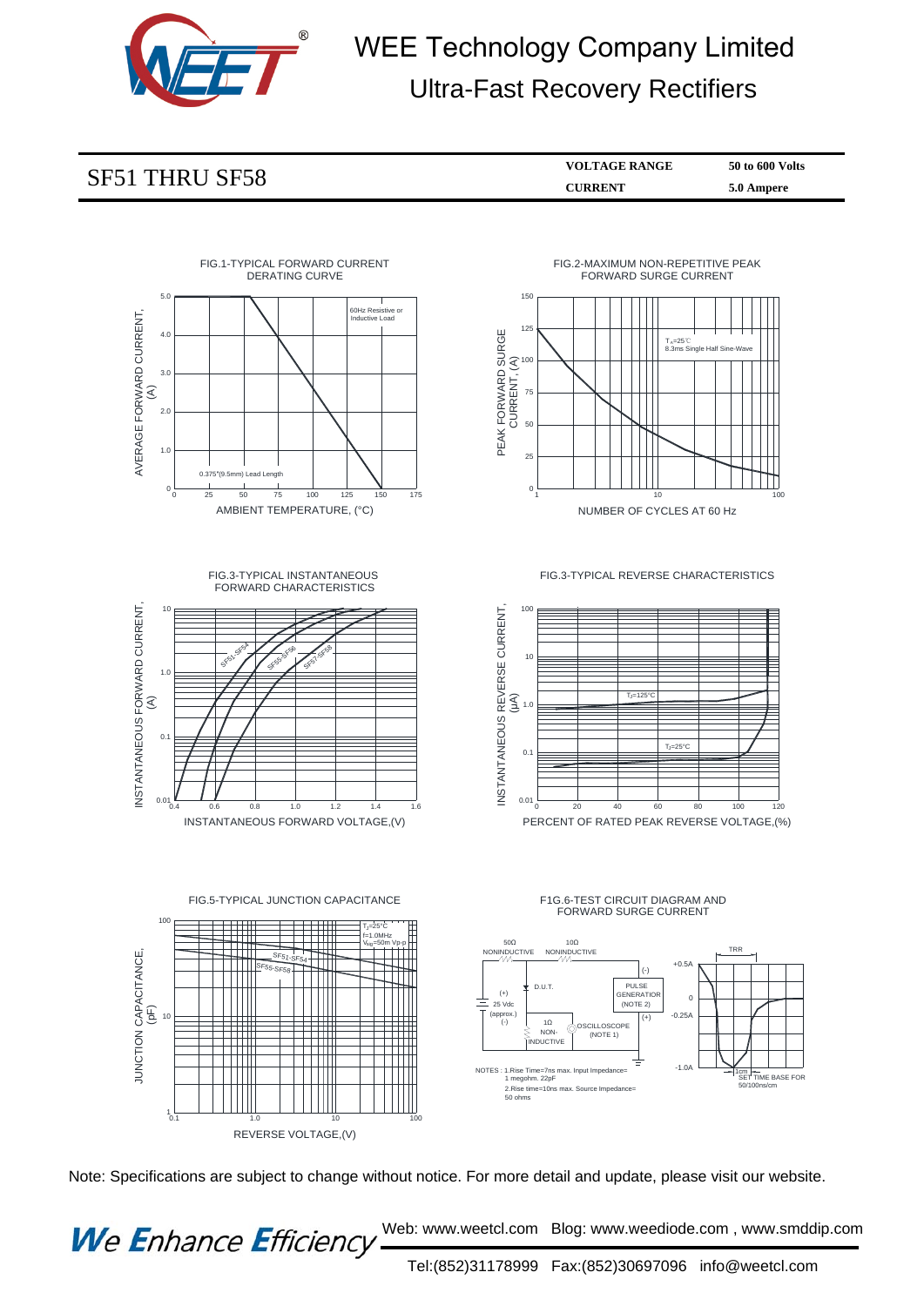# SF51 THRU SF58

| | |
|---|---|
| **VOLTAGE RANGE** | **50 to 600 Volts** |
| **CURRENT** | **5.0 Ampere** |

FIG.1-TYPICAL FORWARD CURRENT DERATING CURVE

AVERAGE FORWARD CURRENT, (A)

5.0
4.0
3.0
2.0
1.0
0

60Hz Resistive or Inductive Load

0.375"(9.5mm) Lead Length

0 25 50 75 100 125 150 175

AMBIENT TEMPERATURE, (°C)

FIG.2-MAXIMUM NON-REPETITIVE PEAK FORWARD SURGE CURRENT

PEAK FORWARD SURGE CURRENT, (A)

150
125
100
75
50
25
0

$T_J$=25°C
8.3ms Single Half Sine-Wave

1 10 100

NUMBER OF CYCLES AT 60 Hz

FIG.3-TYPICAL INSTANTANEOUS FORWARD CHARACTERISTICS

INSTANTANEOUS FORWARD CURRENT, (A)

10
1.0
0.1
0.01

SF51-SF54
SF55-SF56
SF57-SF58

0.4 0.6 0.8 1.0 1.2 1.4 1.6

INSTANTANEOUS FORWARD VOLTAGE,(V)

FIG.3-TYPICAL REVERSE CHARACTERISTICS

INSTANTANEOUS REVERSE CURRENT, (μA)

100
10
1.0
0.1
0.01

$T_J$=125°C
$T_J$=25°C

0 20 40 60 80 100 120

PERCENT OF RATED PEAK REVERSE VOLTAGE,(%)

FIG.5-TYPICAL JUNCTION CAPACITANCE

JUNCTION CAPACITANCE, (pF)

100
10
1

$T_J$=25°C
f=1.0MHz
$V_{sig}$=50m Vp-p

SF51-SF54
SF55-SF58

0.1 1.0 10 100

REVERSE VOLTAGE,(V)

F1G.6-TEST CIRCUIT DIAGRAM AND FORWARD SURGE CURRENT

50Ω NONINDUCTIVE
10Ω NONINDUCTIVE
D.U.T.
(+) 25 Vdc (approx.) (-)
1Ω NON-INDUCTIVE
OSCILLOSCOPE (NOTE 1)
PULSE GENERATIOR (NOTE 2)
(-)
(+)

TRR
+0.5A
0
-0.25A
-1.0A
1cm
SET TIME BASE FOR 50/100ns/cm

NOTES : 1.Rise Time=7ns max. Input Impedance= 1 megohm. 22pF
2.Rise time=10ns max. Source Impedance= 50 ohms

Note: Specifications are subject to change without notice. For more detail and update, please visit our website.